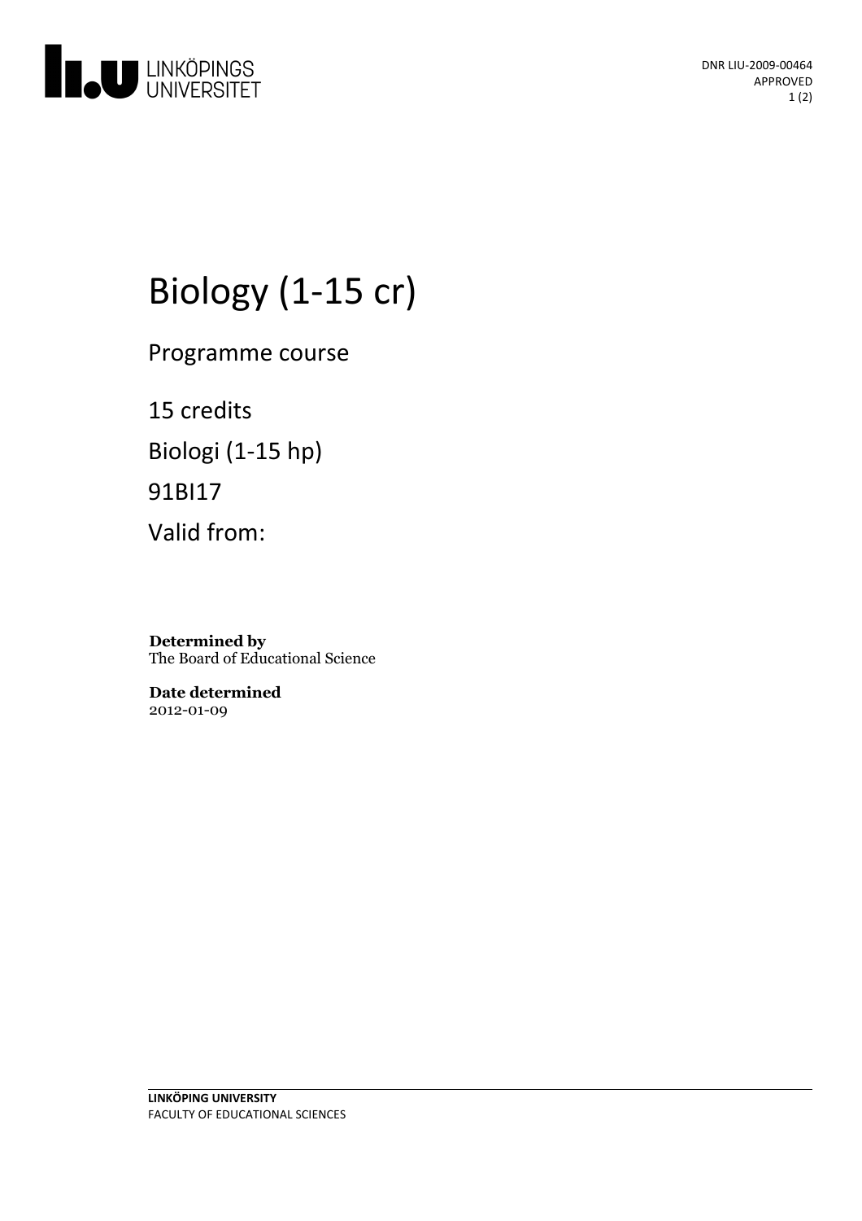DNR LIU-2009-00464
APPROVED

# Biology (1-15 cr)

Programme course

15 credits

Biologi (1-15 hp)

91BI17

Valid from:

**Determined by**
The Board of Educational Science

**Date determined**
2012-01-09

**LINKÖPING UNIVERSITY**
FACULTY OF EDUCATIONAL SCIENCES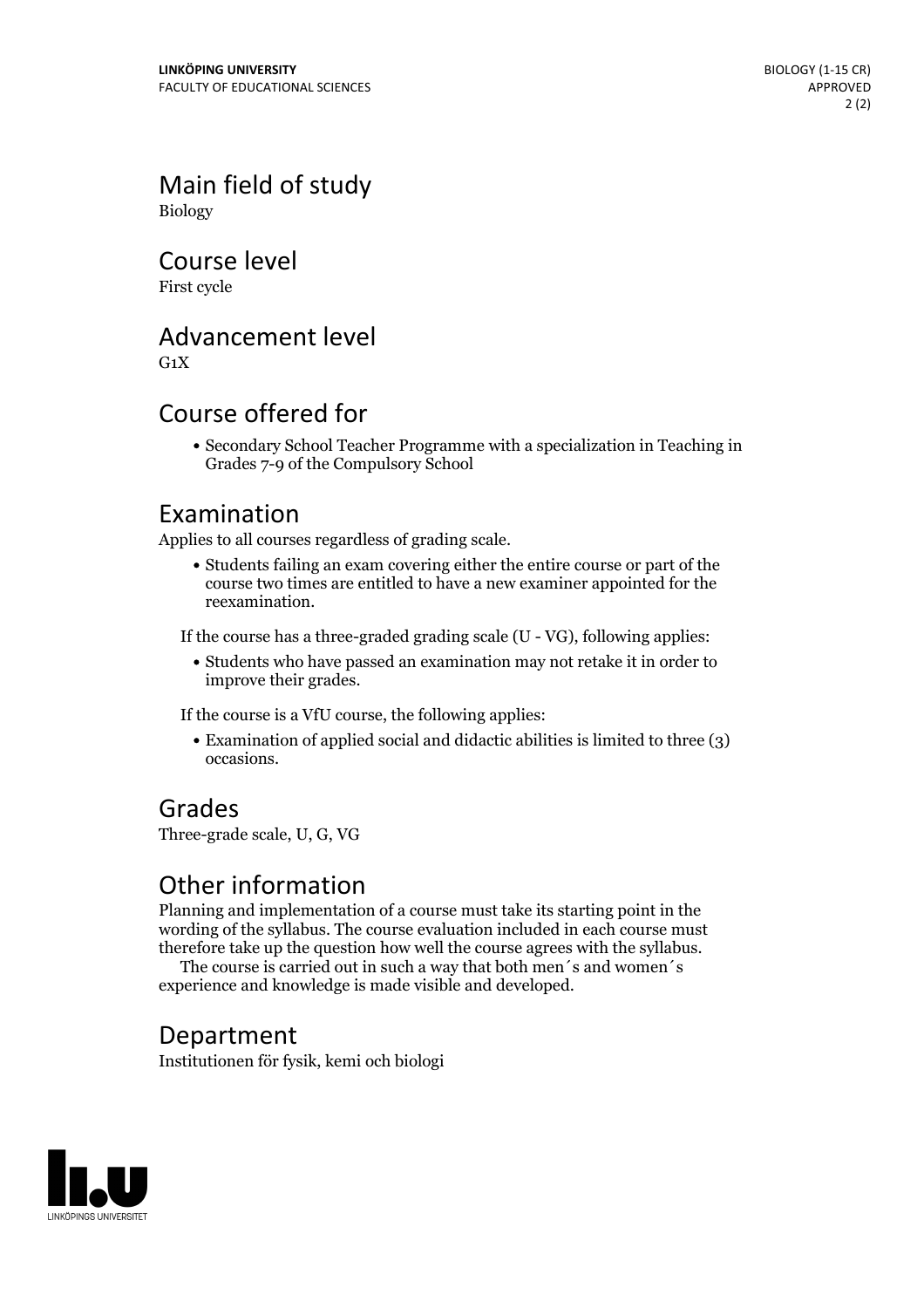## Main field of study

Biology

## Course level

First cycle

## Advancement level

G1X

## Course offered for

- Secondary School Teacher Programme with a specialization in Teaching in Grades 7-9 of the Compulsory School

## Examination

Applies to all courses regardless of grading scale.

- Students failing an exam covering either the entire course or part of the course two times are entitled to have a new examiner appointed for the reexamination.

If the course has a three-graded grading scale (U - VG), following applies:

- Students who have passed an examination may not retake it in order to improve their grades.

If the course is a VfU course, the following applies:

- Examination of applied social and didactic abilities is limited to three (3) occasions.

## Grades

Three-grade scale, U, G, VG

## Other information

Planning and implementation of a course must take its starting point in the wording of the syllabus. The course evaluation included in each course must therefore take up the question how well the course agrees with the syllabus.

The course is carried out in such a way that both men´s and women´s experience and knowledge is made visible and developed.

## Department

Institutionen för fysik, kemi och biologi